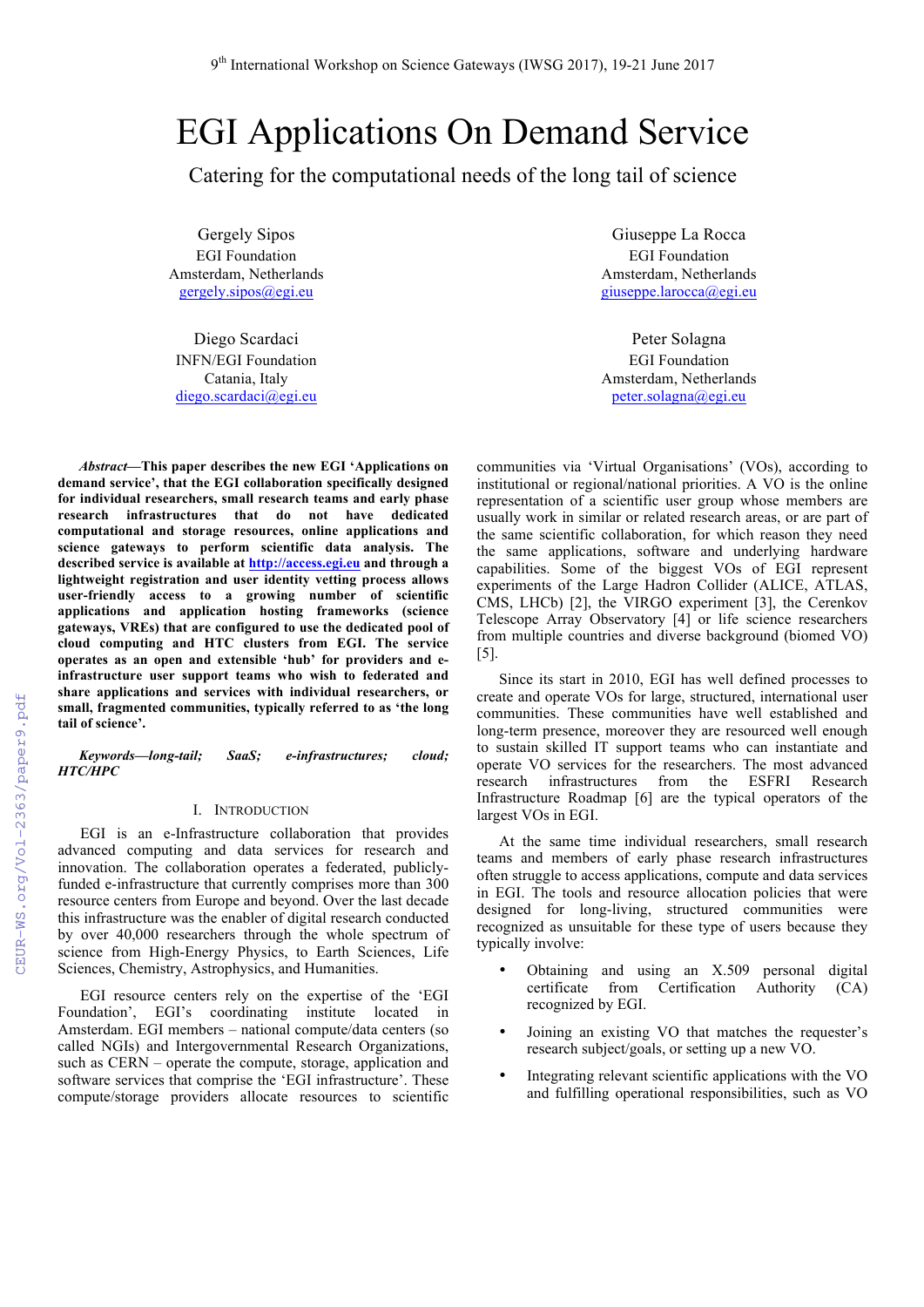# EGI Applications On Demand Service

## Catering for the computational needs of the long tail of science

Gergely Sipos
EGI Foundation
Amsterdam, Netherlands
gergely.sipos@egi.eu

Giuseppe La Rocca
EGI Foundation
Amsterdam, Netherlands
giuseppe.larocca@egi.eu

Diego Scardaci
INFN/EGI Foundation
Catania, Italy
diego.scardaci@egi.eu

Peter Solagna
EGI Foundation
Amsterdam, Netherlands
peter.solagna@egi.eu

***Abstract*—This paper describes the new EGI 'Applications on demand service', that the EGI collaboration specifically designed for individual researchers, small research teams and early phase research infrastructures that do not have dedicated computational and storage resources, online applications and science gateways to perform scientific data analysis. The described service is available at http://access.egi.eu and through a lightweight registration and user identity vetting process allows user-friendly access to a growing number of scientific applications and application hosting frameworks (science gateways, VREs) that are configured to use the dedicated pool of cloud computing and HTC clusters from EGI. The service operates as an open and extensible 'hub' for providers and e-infrastructure user support teams who wish to federated and share applications and services with individual researchers, or small, fragmented communities, typically referred to as 'the long tail of science'.**

***Keywords—long-tail; SaaS; e-infrastructures; cloud; HTC/HPC***

## I. Introduction

EGI is an e-Infrastructure collaboration that provides advanced computing and data services for research and innovation. The collaboration operates a federated, publicly-funded e-infrastructure that currently comprises more than 300 resource centers from Europe and beyond. Over the last decade this infrastructure was the enabler of digital research conducted by over 40,000 researchers through the whole spectrum of science from High-Energy Physics, to Earth Sciences, Life Sciences, Chemistry, Astrophysics, and Humanities.

EGI resource centers rely on the expertise of the 'EGI Foundation', EGI's coordinating institute located in Amsterdam. EGI members – national compute/data centers (so called NGIs) and Intergovernmental Research Organizations, such as CERN – operate the compute, storage, application and software services that comprise the 'EGI infrastructure'. These compute/storage providers allocate resources to scientific communities via 'Virtual Organisations' (VOs), according to institutional or regional/national priorities. A VO is the online representation of a scientific user group whose members are usually work in similar or related research areas, or are part of the same scientific collaboration, for which reason they need the same applications, software and underlying hardware capabilities. Some of the biggest VOs of EGI represent experiments of the Large Hadron Collider (ALICE, ATLAS, CMS, LHCb) [2], the VIRGO experiment [3], the Cerenkov Telescope Array Observatory [4] or life science researchers from multiple countries and diverse background (biomed VO) [5].

Since its start in 2010, EGI has well defined processes to create and operate VOs for large, structured, international user communities. These communities have well established and long-term presence, moreover they are resourced well enough to sustain skilled IT support teams who can instantiate and operate VO services for the researchers. The most advanced research infrastructures from the ESFRI Research Infrastructure Roadmap [6] are the typical operators of the largest VOs in EGI.

At the same time individual researchers, small research teams and members of early phase research infrastructures often struggle to access applications, compute and data services in EGI. The tools and resource allocation policies that were designed for long-living, structured communities were recognized as unsuitable for these type of users because they typically involve:

- Obtaining and using an X.509 personal digital certificate from Certification Authority (CA) recognized by EGI.
- Joining an existing VO that matches the requester's research subject/goals, or setting up a new VO.
- Integrating relevant scientific applications with the VO and fulfilling operational responsibilities, such as VO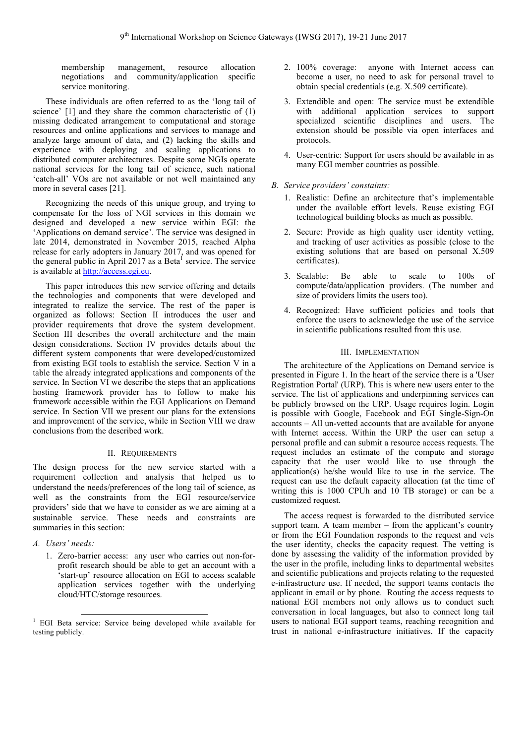membership management, resource allocation negotiations and community/application specific service monitoring.

These individuals are often referred to as the 'long tail of science' [1] and they share the common characteristic of (1) missing dedicated arrangement to computational and storage resources and online applications and services to manage and analyze large amount of data, and (2) lacking the skills and experience with deploying and scaling applications to distributed computer architectures. Despite some NGIs operate national services for the long tail of science, such national 'catch-all' VOs are not available or not well maintained any more in several cases [21].

Recognizing the needs of this unique group, and trying to compensate for the loss of NGI services in this domain we designed and developed a new service within EGI: the 'Applications on demand service'. The service was designed in late 2014, demonstrated in November 2015, reached Alpha release for early adopters in January 2017, and was opened for the general public in April 2017 as a Beta[1] service. The service is available at http://access.egi.eu.

This paper introduces this new service offering and details the technologies and components that were developed and integrated to realize the service. The rest of the paper is organized as follows: Section II introduces the user and provider requirements that drove the system development. Section III describes the overall architecture and the main design considerations. Section IV provides details about the different system components that were developed/customized from existing EGI tools to establish the service. Section V in a table the already integrated applications and components of the service. In Section VI we describe the steps that an applications hosting framework provider has to follow to make his framework accessible within the EGI Applications on Demand service. In Section VII we present our plans for the extensions and improvement of the service, while in Section VIII we draw conclusions from the described work.

## II. Requirements

The design process for the new service started with a requirement collection and analysis that helped us to understand the needs/preferences of the long tail of science, as well as the constraints from the EGI resource/service providers' side that we have to consider as we are aiming at a sustainable service. These needs and constraints are summaries in this section:

### *A. Users' needs:*

1. Zero-barrier access: any user who carries out non-for-profit research should be able to get an account with a 'start-up' resource allocation on EGI to access scalable application services together with the underlying cloud/HTC/storage resources.
2. 100% coverage: anyone with Internet access can become a user, no need to ask for personal travel to obtain special credentials (e.g. X.509 certificate).
3. Extendible and open: The service must be extendible with additional application services to support specialized scientific disciplines and users. The extension should be possible via open interfaces and protocols.
4. User-centric: Support for users should be available in as many EGI member countries as possible.

### *B. Service providers' constaints:*

1. Realistic: Define an architecture that's implementable under the available effort levels. Reuse existing EGI technological building blocks as much as possible.
2. Secure: Provide as high quality user identity vetting, and tracking of user activities as possible (close to the existing solutions that are based on personal X.509 certificates).
3. Scalable: Be able to scale to 100s of compute/data/application providers. (The number and size of providers limits the users too).
4. Recognized: Have sufficient policies and tools that enforce the users to acknowledge the use of the service in scientific publications resulted from this use.

## III. Implementation

The architecture of the Applications on Demand service is presented in Figure 1. In the heart of the service there is a 'User Registration Portal' (URP). This is where new users enter to the service. The list of applications and underpinning services can be publicly browsed on the URP. Usage requires login. Login is possible with Google, Facebook and EGI Single-Sign-On accounts – All un-vetted accounts that are available for anyone with Internet access. Within the URP the user can setup a personal profile and can submit a resource access requests. The request includes an estimate of the compute and storage capacity that the user would like to use through the application(s) he/she would like to use in the service. The request can use the default capacity allocation (at the time of writing this is 1000 CPUh and 10 TB storage) or can be a customized request.

The access request is forwarded to the distributed service support team. A team member – from the applicant's country or from the EGI Foundation responds to the request and vets the user identity, checks the capacity request. The vetting is done by assessing the validity of the information provided by the user in the profile, including links to departmental websites and scientific publications and projects relating to the requested e-infrastructure use. If needed, the support teams contacts the applicant in email or by phone. Routing the access requests to national EGI members not only allows us to conduct such conversation in local languages, but also to connect long tail users to national EGI support teams, reaching recognition and trust in national e-infrastructure initiatives. If the capacity

[1] EGI Beta service: Service being developed while available for testing publicly.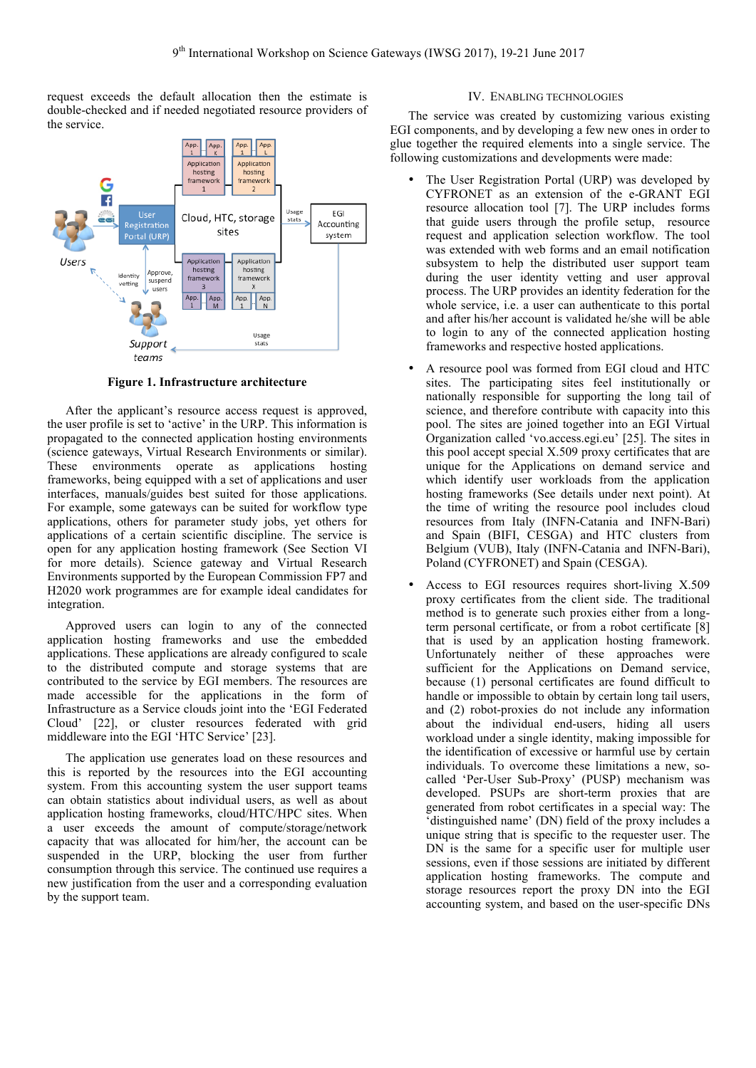request exceeds the default allocation then the estimate is double-checked and if needed negotiated resource providers of the service.

**Figure 1. Infrastructure architecture**

After the applicant's resource access request is approved, the user profile is set to 'active' in the URP. This information is propagated to the connected application hosting environments (science gateways, Virtual Research Environments or similar). These environments operate as applications hosting frameworks, being equipped with a set of applications and user interfaces, manuals/guides best suited for those applications. For example, some gateways can be suited for workflow type applications, others for parameter study jobs, yet others for applications of a certain scientific discipline. The service is open for any application hosting framework (See Section VI for more details). Science gateway and Virtual Research Environments supported by the European Commission FP7 and H2020 work programmes are for example ideal candidates for integration.

Approved users can login to any of the connected application hosting frameworks and use the embedded applications. These applications are already configured to scale to the distributed compute and storage systems that are contributed to the service by EGI members. The resources are made accessible for the applications in the form of Infrastructure as a Service clouds joint into the 'EGI Federated Cloud' [22], or cluster resources federated with grid middleware into the EGI 'HTC Service' [23].

The application use generates load on these resources and this is reported by the resources into the EGI accounting system. From this accounting system the user support teams can obtain statistics about individual users, as well as about application hosting frameworks, cloud/HTC/HPC sites. When a user exceeds the amount of compute/storage/network capacity that was allocated for him/her, the account can be suspended in the URP, blocking the user from further consumption through this service. The continued use requires a new justification from the user and a corresponding evaluation by the support team.

## IV. Enabling Technologies

The service was created by customizing various existing EGI components, and by developing a few new ones in order to glue together the required elements into a single service. The following customizations and developments were made:

- The User Registration Portal (URP) was developed by CYFRONET as an extension of the e-GRANT EGI resource allocation tool [7]. The URP includes forms that guide users through the profile setup, resource request and application selection workflow. The tool was extended with web forms and an email notification subsystem to help the distributed user support team during the user identity vetting and user approval process. The URP provides an identity federation for the whole service, i.e. a user can authenticate to this portal and after his/her account is validated he/she will be able to login to any of the connected application hosting frameworks and respective hosted applications.
- A resource pool was formed from EGI cloud and HTC sites. The participating sites feel institutionally or nationally responsible for supporting the long tail of science, and therefore contribute with capacity into this pool. The sites are joined together into an EGI Virtual Organization called 'vo.access.egi.eu' [25]. The sites in this pool accept special X.509 proxy certificates that are unique for the Applications on demand service and which identify user workloads from the application hosting frameworks (See details under next point). At the time of writing the resource pool includes cloud resources from Italy (INFN-Catania and INFN-Bari) and Spain (BIFI, CESGA) and HTC clusters from Belgium (VUB), Italy (INFN-Catania and INFN-Bari), Poland (CYFRONET) and Spain (CESGA).
- Access to EGI resources requires short-living X.509 proxy certificates from the client side. The traditional method is to generate such proxies either from a long-term personal certificate, or from a robot certificate [8] that is used by an application hosting framework. Unfortunately neither of these approaches were sufficient for the Applications on Demand service, because (1) personal certificates are found difficult to handle or impossible to obtain by certain long tail users, and (2) robot-proxies do not include any information about the individual end-users, hiding all users workload under a single identity, making impossible for the identification of excessive or harmful use by certain individuals. To overcome these limitations a new, so-called 'Per-User Sub-Proxy' (PUSP) mechanism was developed. PSUPs are short-term proxies that are generated from robot certificates in a special way: The 'distinguished name' (DN) field of the proxy includes a unique string that is specific to the requester user. The DN is the same for a specific user for multiple user sessions, even if those sessions are initiated by different application hosting frameworks. The compute and storage resources report the proxy DN into the EGI accounting system, and based on the user-specific DNs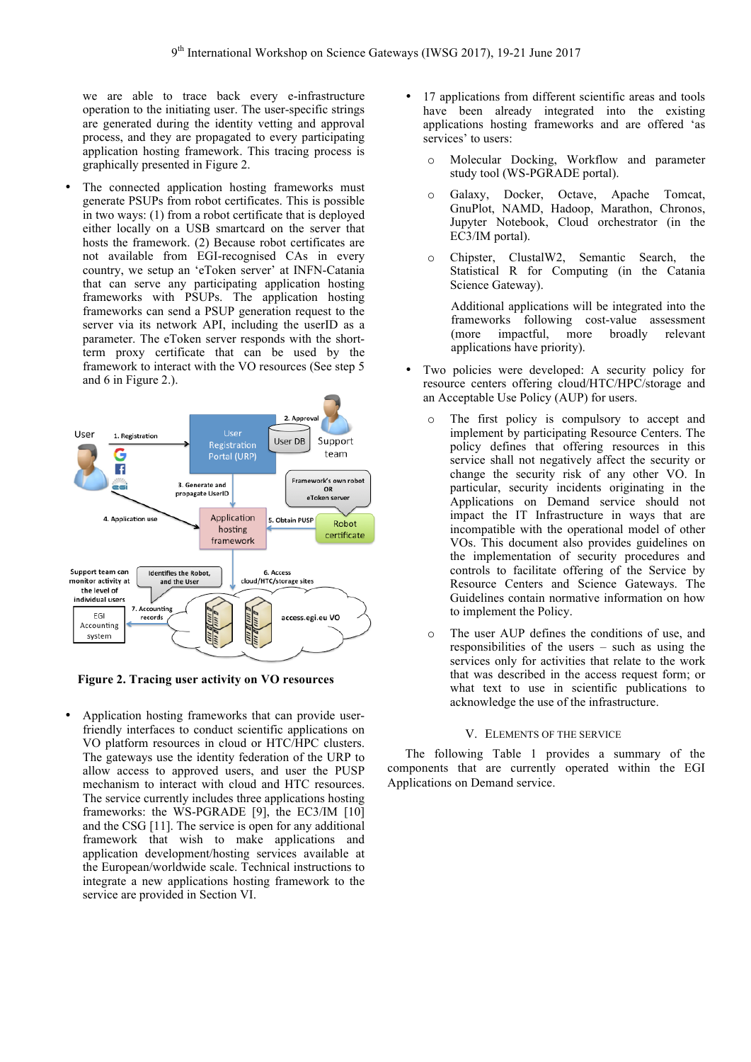we are able to trace back every e-infrastructure operation to the initiating user. The user-specific strings are generated during the identity vetting and approval process, and they are propagated to every participating application hosting framework. This tracing process is graphically presented in Figure 2.

- The connected application hosting frameworks must generate PSUPs from robot certificates. This is possible in two ways: (1) from a robot certificate that is deployed either locally on a USB smartcard on the server that hosts the framework. (2) Because robot certificates are not available from EGI-recognised CAs in every country, we setup an 'eToken server' at INFN-Catania that can serve any participating application hosting frameworks with PSUPs. The application hosting frameworks can send a PSUP generation request to the server via its network API, including the userID as a parameter. The eToken server responds with the short-term proxy certificate that can be used by the framework to interact with the VO resources (See step 5 and 6 in Figure 2.).

**Figure 2. Tracing user activity on VO resources**

- Application hosting frameworks that can provide user-friendly interfaces to conduct scientific applications on VO platform resources in cloud or HTC/HPC clusters. The gateways use the identity federation of the URP to allow access to approved users, and user the PUSP mechanism to interact with cloud and HTC resources. The service currently includes three applications hosting frameworks: the WS-PGRADE [9], the EC3/IM [10] and the CSG [11]. The service is open for any additional framework that wish to make applications and application development/hosting services available at the European/worldwide scale. Technical instructions to integrate a new applications hosting framework to the service are provided in Section VI.

- 17 applications from different scientific areas and tools have been already integrated into the existing applications hosting frameworks and are offered 'as services' to users:
  - Molecular Docking, Workflow and parameter study tool (WS-PGRADE portal).
  - Galaxy, Docker, Octave, Apache Tomcat, GnuPlot, NAMD, Hadoop, Marathon, Chronos, Jupyter Notebook, Cloud orchestrator (in the EC3/IM portal).
  - Chipster, ClustalW2, Semantic Search, the Statistical R for Computing (in the Catania Science Gateway).

  Additional applications will be integrated into the frameworks following cost-value assessment (more impactful, more broadly relevant applications have priority).

- Two policies were developed: A security policy for resource centers offering cloud/HTC/HPC/storage and an Acceptable Use Policy (AUP) for users.
  - The first policy is compulsory to accept and implement by participating Resource Centers. The policy defines that offering resources in this service shall not negatively affect the security or change the security risk of any other VO. In particular, security incidents originating in the Applications on Demand service should not impact the IT Infrastructure in ways that are incompatible with the operational model of other VOs. This document also provides guidelines on the implementation of security procedures and controls to facilitate offering of the Service by Resource Centers and Science Gateways. The Guidelines contain normative information on how to implement the Policy.
  - The user AUP defines the conditions of use, and responsibilities of the users – such as using the services only for activities that relate to the work that was described in the access request form; or what text to use in scientific publications to acknowledge the use of the infrastructure.

## V. Elements of the Service

The following Table 1 provides a summary of the components that are currently operated within the EGI Applications on Demand service.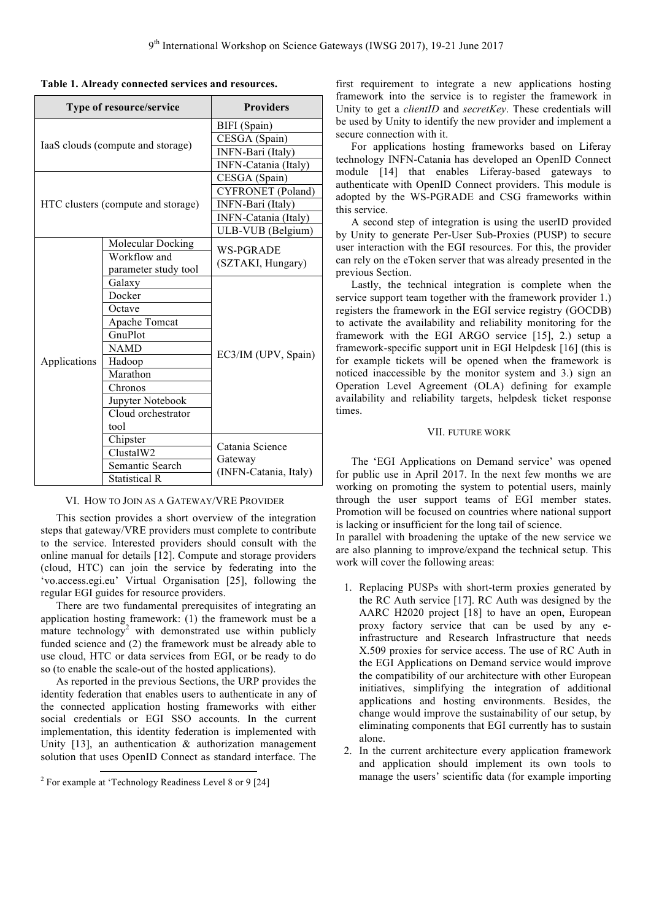**Table 1. Already connected services and resources.**

| Type of resource/service | | Providers |
|---|---|---|
| IaaS clouds (compute and storage) | | BIFI (Spain) |
| | | CESGA (Spain) |
| | | INFN-Bari (Italy) |
| | | INFN-Catania (Italy) |
| HTC clusters (compute and storage) | | CESGA (Spain) |
| | | CYFRONET (Poland) |
| | | INFN-Bari (Italy) |
| | | INFN-Catania (Italy) |
| | | ULB-VUB (Belgium) |
| Applications | Molecular Docking | WS-PGRADE (SZTAKI, Hungary) |
| | Workflow and parameter study tool | |
| | Galaxy | EC3/IM (UPV, Spain) |
| | Docker | |
| | Octave | |
| | Apache Tomcat | |
| | GnuPlot | |
| | NAMD | |
| | Hadoop | |
| | Marathon | |
| | Chronos | |
| | Jupyter Notebook | |
| | Cloud orchestrator tool | |
| | Chipster | Catania Science Gateway (INFN-Catania, Italy) |
| | ClustalW2 | |
| | Semantic Search | |
| | Statistical R | |

## VI. How to Join as a Gateway/VRE Provider

This section provides a short overview of the integration steps that gateway/VRE providers must complete to contribute to the service. Interested providers should consult with the online manual for details [12]. Compute and storage providers (cloud, HTC) can join the service by federating into the 'vo.access.egi.eu' Virtual Organisation [25], following the regular EGI guides for resource providers.

There are two fundamental prerequisites of integrating an application hosting framework: (1) the framework must be a mature technology[2] with demonstrated use within publicly funded science and (2) the framework must be already able to use cloud, HTC or data services from EGI, or be ready to do so (to enable the scale-out of the hosted applications).

As reported in the previous Sections, the URP provides the identity federation that enables users to authenticate in any of the connected application hosting frameworks with either social credentials or EGI SSO accounts. In the current implementation, this identity federation is implemented with Unity [13], an authentication & authorization management solution that uses OpenID Connect as standard interface. The first requirement to integrate a new applications hosting framework into the service is to register the framework in Unity to get a *clientID* and *secretKey*. These credentials will be used by Unity to identify the new provider and implement a secure connection with it.

For applications hosting frameworks based on Liferay technology INFN-Catania has developed an OpenID Connect module [14] that enables Liferay-based gateways to authenticate with OpenID Connect providers. This module is adopted by the WS-PGRADE and CSG frameworks within this service.

A second step of integration is using the userID provided by Unity to generate Per-User Sub-Proxies (PUSP) to secure user interaction with the EGI resources. For this, the provider can rely on the eToken server that was already presented in the previous Section.

Lastly, the technical integration is complete when the service support team together with the framework provider 1.) registers the framework in the EGI service registry (GOCDB) to activate the availability and reliability monitoring for the framework with the EGI ARGO service [15], 2.) setup a framework-specific support unit in EGI Helpdesk [16] (this is for example tickets will be opened when the framework is noticed inaccessible by the monitor system and 3.) sign an Operation Level Agreement (OLA) defining for example availability and reliability targets, helpdesk ticket response times.

[2] For example at 'Technology Readiness Level 8 or 9 [24]

## VII. Future Work

The 'EGI Applications on Demand service' was opened for public use in April 2017. In the next few months we are working on promoting the system to potential users, mainly through the user support teams of EGI member states. Promotion will be focused on countries where national support is lacking or insufficient for the long tail of science.

In parallel with broadening the uptake of the new service we are also planning to improve/expand the technical setup. This work will cover the following areas:

1. Replacing PUSPs with short-term proxies generated by the RC Auth service [17]. RC Auth was designed by the AARC H2020 project [18] to have an open, European proxy factory service that can be used by any e-infrastructure and Research Infrastructure that needs X.509 proxies for service access. The use of RC Auth in the EGI Applications on Demand service would improve the compatibility of our architecture with other European initiatives, simplifying the integration of additional applications and hosting environments. Besides, the change would improve the sustainability of our setup, by eliminating components that EGI currently has to sustain alone.
2. In the current architecture every application framework and application should implement its own tools to manage the users' scientific data (for example importing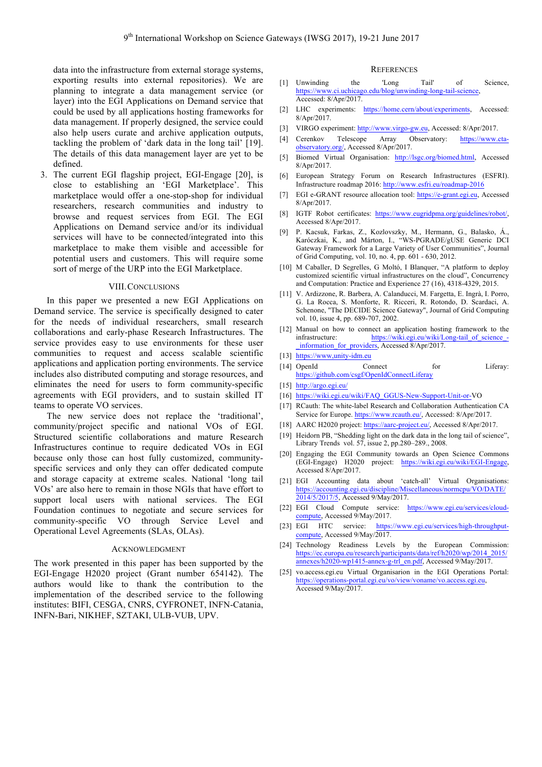data into the infrastructure from external storage systems, exporting results into external repositories). We are planning to integrate a data management service (or layer) into the EGI Applications on Demand service that could be used by all applications hosting frameworks for data management. If properly designed, the service could also help users curate and archive application outputs, tackling the problem of 'dark data in the long tail' [19]. The details of this data management layer are yet to be defined.

3. The current EGI flagship project, EGI-Engage [20], is close to establishing an 'EGI Marketplace'. This marketplace would offer a one-stop-shop for individual researchers, research communities and industry to browse and request services from EGI. The EGI Applications on Demand service and/or its individual services will have to be connected/integrated into this marketplace to make them visible and accessible for potential users and customers. This will require some sort of merge of the URP into the EGI Marketplace.

## VIII. CONCLUSIONS

In this paper we presented a new EGI Applications on Demand service. The service is specifically designed to cater for the needs of individual researchers, small research collaborations and early-phase Research Infrastructures. The service provides easy to use environments for these user communities to request and access scalable scientific applications and application porting environments. The service includes also distributed computing and storage resources, and eliminates the need for users to form community-specific agreements with EGI providers, and to sustain skilled IT teams to operate VO services.

The new service does not replace the 'traditional', community/project specific and national VOs of EGI. Structured scientific collaborations and mature Research Infrastructures continue to require dedicated VOs in EGI because only those can host fully customized, community-specific services and only they can offer dedicated compute and storage capacity at extreme scales. National 'long tail VOs' are also here to remain in those NGIs that have effort to support local users with national services. The EGI Foundation continues to negotiate and secure services for community-specific VO through Service Level and Operational Level Agreements (SLAs, OLAs).

## ACKNOWLEDGMENT

The work presented in this paper has been supported by the EGI-Engage H2020 project (Grant number 654142). The authors would like to thank the contribution to the implementation of the described service to the following institutes: BIFI, CESGA, CNRS, CYFRONET, INFN-Catania, INFN-Bari, NIKHEF, SZTAKI, ULB-VUB, UPV.

## REFERENCES

[1] Unwinding the 'Long Tail' of Science, https://www.ci.uchicago.edu/blog/unwinding-long-tail-science, Accessed: 8/Apr/2017.

[2] LHC experiments: https://home.cern/about/experiments, Accessed: 8/Apr/2017.

[3] VIRGO experiment: http://www.virgo-gw.eu, Accessed: 8/Apr/2017.

[4] Cerenkov Telescope Array Observatory: https://www.cta-observatory.org/, Accessed 8/Apr/2017.

[5] Biomed Virtual Organisation: http://lsgc.org/biomed.html, Accessed 8/Apr/2017.

[6] European Strategy Forum on Research Infrastructures (ESFRI). Infrastructure roadmap 2016: http://www.esfri.eu/roadmap-2016

[7] EGI e-GRANT resource allocation tool: https://e-grant.egi.eu, Accessed 8/Apr/2017.

[8] IGTF Robot certificates: https://www.eugridpma.org/guidelines/robot/, Accessed 8/Apr/2017.

[9] P. Kacsuk, Farkas, Z., Kozlovszky, M., Hermann, G., Balasko, Á., Karóczkai, K., and Márton, I., "WS-PGRADE/gUSE Generic DCI Gateway Framework for a Large Variety of User Communities", Journal of Grid Computing, vol. 10, no. 4, pp. 601 - 630, 2012.

[10] M Caballer, D Segrelles, G Moltó, I Blanquer, "A platform to deploy customized scientific virtual infrastructures on the cloud", Concurrency and Computation: Practice and Experience 27 (16), 4318-4329, 2015.

[11] V. Ardizzone, R. Barbera, A. Calanducci, M. Fargetta, E. Ingrà, I. Porro, G. La Rocca, S. Monforte, R. Ricceri, R. Rotondo, D. Scardaci, A. Schenone, "The DECIDE Science Gateway", Journal of Grid Computing vol. 10, issue 4, pp. 689-707, 2002.

[12] Manual on how to connect an application hosting framework to the infrastructure: https://wiki.egi.eu/wiki/Long-tail_of_science_-_information_for_providers, Accessed 8/Apr/2017.

[13] https://www.unity-idm.eu

[14] OpenId Connect for Liferay: https://github.com/csgf/OpenIdConnectLiferay

[15] http://argo.egi.eu/

[16] https://wiki.egi.eu/wiki/FAQ_GGUS-New-Support-Unit-or-VO

[17] RCauth: The white-label Research and Collaboration Authentication CA Service for Europe. https://www.rcauth.eu/, Accessed: 8/Apr/2017.

[18] AARC H2020 project: https://aarc-project.eu/, Accessed 8/Apr/2017.

[19] Heidorn PB, "Shedding light on the dark data in the long tail of science", Library Trends vol. 57, issue 2, pp.280–289., 2008.

[20] Engaging the EGI Community towards an Open Science Commons (EGI-Engage) H2020 project: https://wiki.egi.eu/wiki/EGI-Engage, Accessed 8/Apr/2017.

[21] EGI Accounting data about 'catch-all' Virtual Organisations: https://accounting.egi.eu/discipline/Miscellaneous/normcpu/VO/DATE/2014/5/2017/5, Accessed 9/May/2017.

[22] EGI Cloud Compute service: https://www.egi.eu/services/cloud-compute, Accessed 9/May/2017.

[23] EGI HTC service: https://www.egi.eu/services/high-throughput-compute, Accessed 9/May/2017.

[24] Technology Readiness Levels by the European Commission: https://ec.europa.eu/research/participants/data/ref/h2020/wp/2014_2015/annexes/h2020-wp1415-annex-g-trl_en.pdf, Accessed 9/May/2017.

[25] vo.access.egi.eu Virtual Organisation in the EGI Operations Portal: https://operations-portal.egi.eu/vo/view/voname/vo.access.egi.eu, Accessed 9/May/2017.